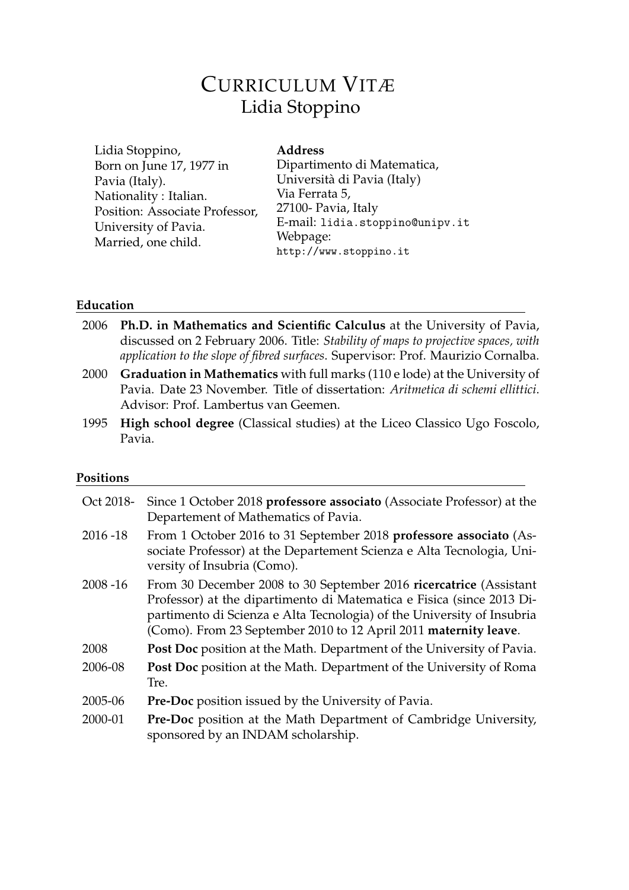# CURRICULUM VITÆ
## Lidia Stoppino

Lidia Stoppino,
Born on June 17, 1977 in Pavia (Italy).
Nationality : Italian.
Position: Associate Professor, University of Pavia.
Married, one child.

**Address**
Dipartimento di Matematica,
Università di Pavia (Italy)
Via Ferrata 5,
27100- Pavia, Italy
E-mail: `lidia.stoppino@unipv.it`
Webpage:
`http://www.stoppino.it`

### Education

| | |
|---|---|
| 2006 | **Ph.D. in Mathematics and Scientific Calculus** at the University of Pavia, discussed on 2 February 2006. Title: *Stability of maps to projective spaces, with application to the slope of fibred surfaces*. Supervisor: Prof. Maurizio Cornalba. |
| 2000 | **Graduation in Mathematics** with full marks (110 e lode) at the University of Pavia. Date 23 November. Title of dissertation: *Aritmetica di schemi ellittici*. Advisor: Prof. Lambertus van Geemen. |
| 1995 | **High school degree** (Classical studies) at the Liceo Classico Ugo Foscolo, Pavia. |

### Positions

| | |
|---|---|
| Oct 2018- | Since 1 October 2018 **professore associato** (Associate Professor) at the Departement of Mathematics of Pavia. |
| 2016 -18 | From 1 October 2016 to 31 September 2018 **professore associato** (Associate Professor) at the Departement Scienza e Alta Tecnologia, University of Insubria (Como). |
| 2008 -16 | From 30 December 2008 to 30 September 2016 **ricercatrice** (Assistant Professor) at the dipartimento di Matematica e Fisica (since 2013 Dipartimento di Scienza e Alta Tecnologia) of the University of Insubria (Como). From 23 September 2010 to 12 April 2011 **maternity leave**. |
| 2008 | **Post Doc** position at the Math. Department of the University of Pavia. |
| 2006-08 | **Post Doc** position at the Math. Department of the University of Roma Tre. |
| 2005-06 | **Pre-Doc** position issued by the University of Pavia. |
| 2000-01 | **Pre-Doc** position at the Math Department of Cambridge University, sponsored by an INDAM scholarship. |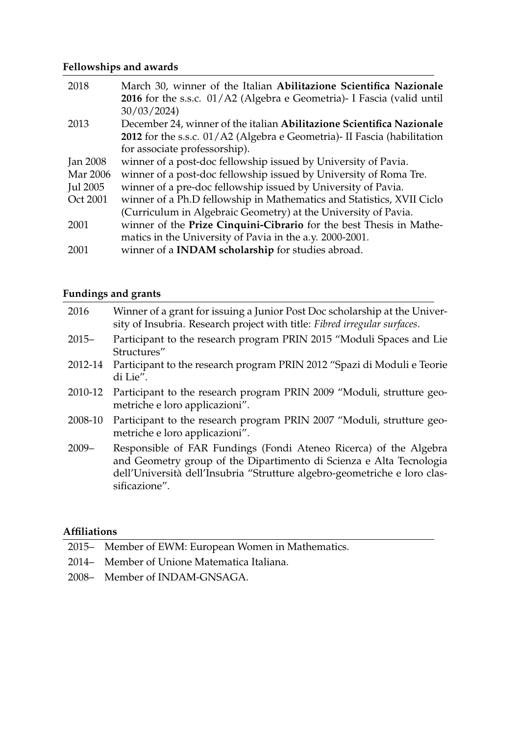#### Fellowships and awards

| | |
|---|---|
| 2018 | March 30, winner of the Italian **Abilitazione Scientifica Nazionale 2016** for the s.s.c. 01/A2 (Algebra e Geometria)- I Fascia (valid until 30/03/2024) |
| 2013 | December 24, winner of the italian **Abilitazione Scientifica Nazionale 2012** for the s.s.c. 01/A2 (Algebra e Geometria)- II Fascia (habilitation for associate professorship). |
| Jan 2008 | winner of a post-doc fellowship issued by University of Pavia. |
| Mar 2006 | winner of a post-doc fellowship issued by University of Roma Tre. |
| Jul 2005 | winner of a pre-doc fellowship issued by University of Pavia. |
| Oct 2001 | winner of a Ph.D fellowship in Mathematics and Statistics, XVII Ciclo (Curriculum in Algebraic Geometry) at the University of Pavia. |
| 2001 | winner of the **Prize Cinquini-Cibrario** for the best Thesis in Mathematics in the University of Pavia in the a.y. 2000-2001. |
| 2001 | winner of a **INDAM scholarship** for studies abroad. |

#### Fundings and grants

| | |
|---|---|
| 2016 | Winner of a grant for issuing a Junior Post Doc scholarship at the University of Insubria. Research project with title: *Fibred irregular surfaces*. |
| 2015– | Participant to the research program PRIN 2015 "Moduli Spaces and Lie Structures" |
| 2012-14 | Participant to the research program PRIN 2012 "Spazi di Moduli e Teorie di Lie". |
| 2010-12 | Participant to the research program PRIN 2009 "Moduli, strutture geometriche e loro applicazioni". |
| 2008-10 | Participant to the research program PRIN 2007 "Moduli, strutture geometriche e loro applicazioni". |
| 2009– | Responsible of FAR Fundings (Fondi Ateneo Ricerca) of the Algebra and Geometry group of the Dipartimento di Scienza e Alta Tecnologia dell'Università dell'Insubria "Strutture algebro-geometriche e loro classificazione". |

#### Affiliations

| | |
|---|---|
| 2015– | Member of EWM: European Women in Mathematics. |
| 2014– | Member of Unione Matematica Italiana. |
| 2008– | Member of INDAM-GNSAGA. |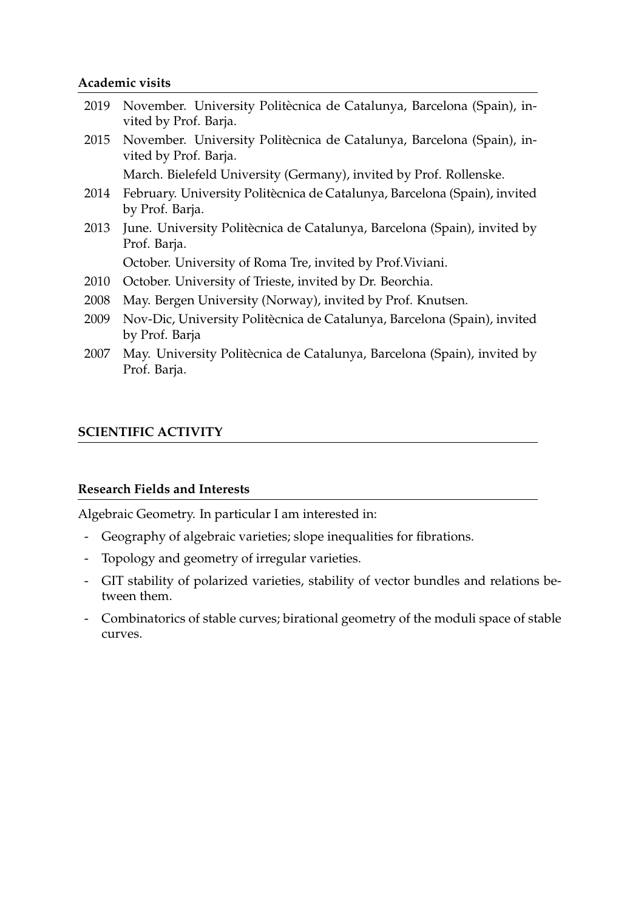### Academic visits

| | |
|---|---|
| 2019 | November. University Politècnica de Catalunya, Barcelona (Spain), invited by Prof. Barja. |
| 2015 | November. University Politècnica de Catalunya, Barcelona (Spain), invited by Prof. Barja. |
| | March. Bielefeld University (Germany), invited by Prof. Rollenske. |
| 2014 | February. University Politècnica de Catalunya, Barcelona (Spain), invited by Prof. Barja. |
| 2013 | June. University Politècnica de Catalunya, Barcelona (Spain), invited by Prof. Barja. |
| | October. University of Roma Tre, invited by Prof.Viviani. |
| 2010 | October. University of Trieste, invited by Dr. Beorchia. |
| 2008 | May. Bergen University (Norway), invited by Prof. Knutsen. |
| 2009 | Nov-Dic, University Politècnica de Catalunya, Barcelona (Spain), invited by Prof. Barja |
| 2007 | May. University Politècnica de Catalunya, Barcelona (Spain), invited by Prof. Barja. |

## SCIENTIFIC ACTIVITY

### Research Fields and Interests

Algebraic Geometry. In particular I am interested in:

- Geography of algebraic varieties; slope inequalities for fibrations.
- Topology and geometry of irregular varieties.
- GIT stability of polarized varieties, stability of vector bundles and relations between them.
- Combinatorics of stable curves; birational geometry of the moduli space of stable curves.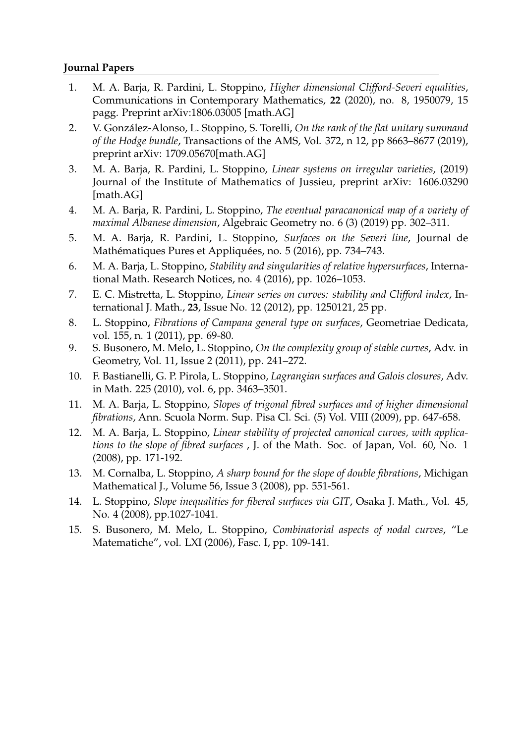**Journal Papers**

1. M. A. Barja, R. Pardini, L. Stoppino, *Higher dimensional Clifford-Severi equalities*, Communications in Contemporary Mathematics, **22** (2020), no. 8, 1950079, 15 pagg. Preprint arXiv:1806.03005 [math.AG]
2. V. González-Alonso, L. Stoppino, S. Torelli, *On the rank of the flat unitary summand of the Hodge bundle*, Transactions of the AMS, Vol. 372, n 12, pp 8663–8677 (2019), preprint arXiv: 1709.05670[math.AG]
3. M. A. Barja, R. Pardini, L. Stoppino, *Linear systems on irregular varieties*, (2019) Journal of the Institute of Mathematics of Jussieu, preprint arXiv: 1606.03290 [math.AG]
4. M. A. Barja, R. Pardini, L. Stoppino, *The eventual paracanonical map of a variety of maximal Albanese dimension*, Algebraic Geometry no. 6 (3) (2019) pp. 302–311.
5. M. A. Barja, R. Pardini, L. Stoppino, *Surfaces on the Severi line*, Journal de Mathématiques Pures et Appliquées, no. 5 (2016), pp. 734–743.
6. M. A. Barja, L. Stoppino, *Stability and singularities of relative hypersurfaces*, International Math. Research Notices, no. 4 (2016), pp. 1026–1053.
7. E. C. Mistretta, L. Stoppino, *Linear series on curves: stability and Clifford index*, International J. Math., **23**, Issue No. 12 (2012), pp. 1250121, 25 pp.
8. L. Stoppino, *Fibrations of Campana general type on surfaces*, Geometriae Dedicata, vol. 155, n. 1 (2011), pp. 69-80.
9. S. Busonero, M. Melo, L. Stoppino, *On the complexity group of stable curves*, Adv. in Geometry, Vol. 11, Issue 2 (2011), pp. 241–272.
10. F. Bastianelli, G. P. Pirola, L. Stoppino, *Lagrangian surfaces and Galois closures*, Adv. in Math. 225 (2010), vol. 6, pp. 3463–3501.
11. M. A. Barja, L. Stoppino, *Slopes of trigonal fibred surfaces and of higher dimensional fibrations*, Ann. Scuola Norm. Sup. Pisa Cl. Sci. (5) Vol. VIII (2009), pp. 647-658.
12. M. A. Barja, L. Stoppino, *Linear stability of projected canonical curves, with applications to the slope of fibred surfaces* , J. of the Math. Soc. of Japan, Vol. 60, No. 1 (2008), pp. 171-192.
13. M. Cornalba, L. Stoppino, *A sharp bound for the slope of double fibrations*, Michigan Mathematical J., Volume 56, Issue 3 (2008), pp. 551-561.
14. L. Stoppino, *Slope inequalities for fibered surfaces via GIT*, Osaka J. Math., Vol. 45, No. 4 (2008), pp.1027-1041.
15. S. Busonero, M. Melo, L. Stoppino, *Combinatorial aspects of nodal curves*, "Le Matematiche", vol. LXI (2006), Fasc. I, pp. 109-141.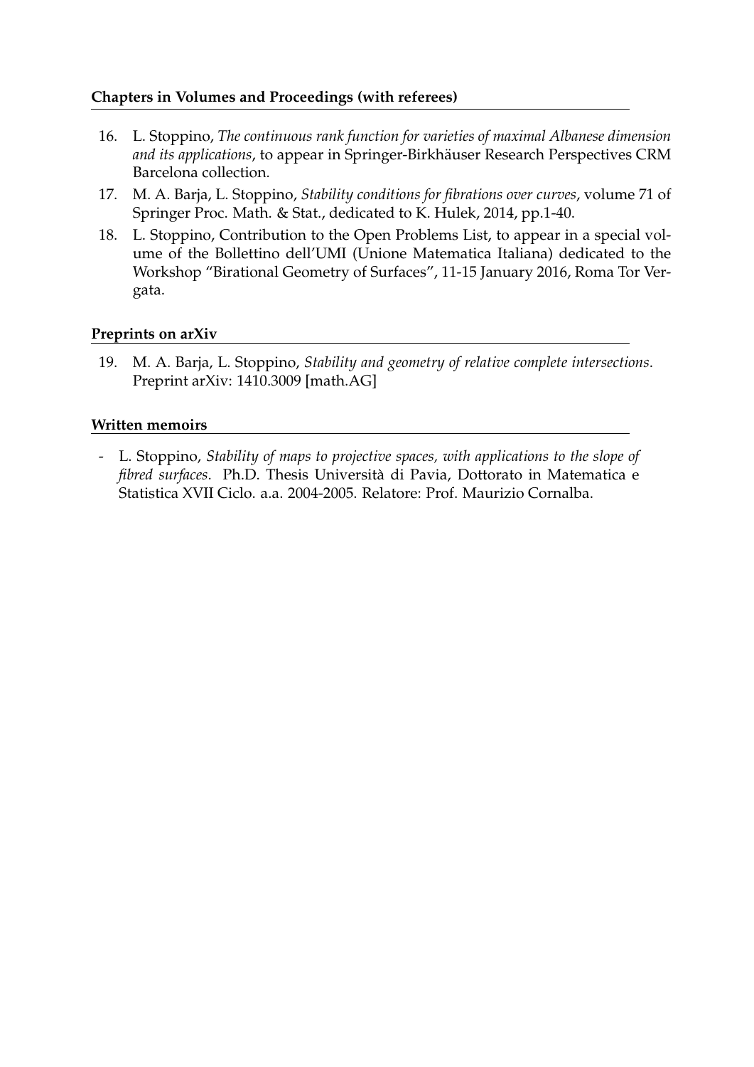### Chapters in Volumes and Proceedings (with referees)

16. L. Stoppino, *The continuous rank function for varieties of maximal Albanese dimension and its applications*, to appear in Springer-Birkhäuser Research Perspectives CRM Barcelona collection.
17. M. A. Barja, L. Stoppino, *Stability conditions for fibrations over curves*, volume 71 of Springer Proc. Math. & Stat., dedicated to K. Hulek, 2014, pp.1-40.
18. L. Stoppino, Contribution to the Open Problems List, to appear in a special volume of the Bollettino dell'UMI (Unione Matematica Italiana) dedicated to the Workshop "Birational Geometry of Surfaces", 11-15 January 2016, Roma Tor Vergata.

### Preprints on arXiv

19. M. A. Barja, L. Stoppino, *Stability and geometry of relative complete intersections*. Preprint arXiv: 1410.3009 [math.AG]

### Written memoirs

- L. Stoppino, *Stability of maps to projective spaces, with applications to the slope of fibred surfaces*. Ph.D. Thesis Università di Pavia, Dottorato in Matematica e Statistica XVII Ciclo. a.a. 2004-2005. Relatore: Prof. Maurizio Cornalba.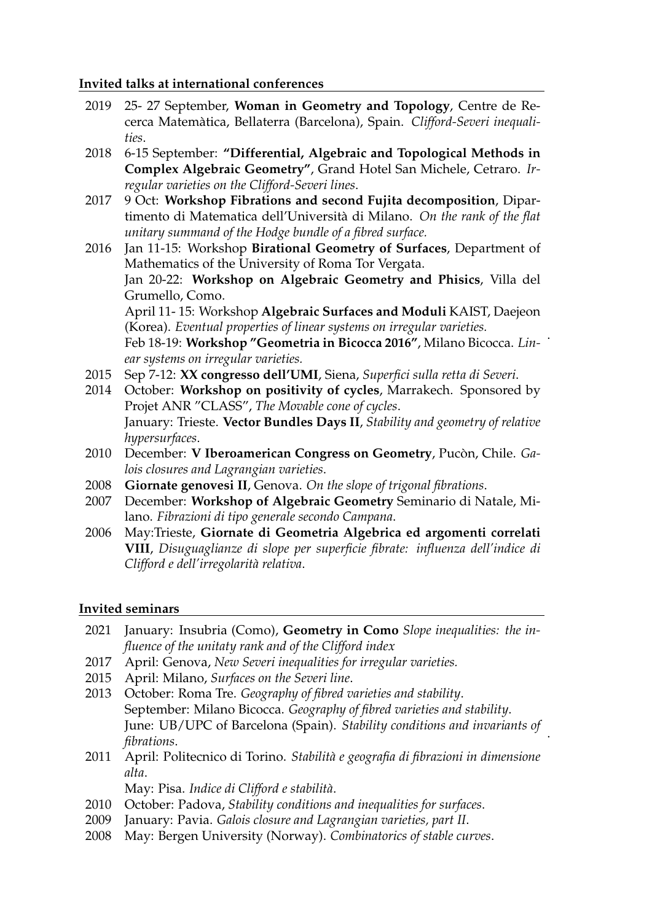### Invited talks at international conferences

- 2019 25- 27 September, **Woman in Geometry and Topology**, Centre de Recerca Matemàtica, Bellaterra (Barcelona), Spain. *Clifford-Severi inequalities.*
- 2018 6-15 September: **"Differential, Algebraic and Topological Methods in Complex Algebraic Geometry"**, Grand Hotel San Michele, Cetraro. *Irregular varieties on the Clifford-Severi lines.*
- 2017 9 Oct: **Workshop Fibrations and second Fujita decomposition**, Dipartimento di Matematica dell'Università di Milano. *On the rank of the flat unitary summand of the Hodge bundle of a fibred surface.*
- 2016 Jan 11-15: Workshop **Birational Geometry of Surfaces**, Department of Mathematics of the University of Roma Tor Vergata.
  Jan 20-22: **Workshop on Algebraic Geometry and Phisics**, Villa del Grumello, Como.
  April 11- 15: Workshop **Algebraic Surfaces and Moduli** KAIST, Daejeon (Korea). *Eventual properties of linear systems on irregular varieties.*
  Feb 18-19: **Workshop "Geometria in Bicocca 2016"**, Milano Bicocca. *Linear systems on irregular varieties.*
- 2015 Sep 7-12: **XX congresso dell'UMI**, Siena, *Superfici sulla retta di Severi.*
- 2014 October: **Workshop on positivity of cycles**, Marrakech. Sponsored by Projet ANR "CLASS", *The Movable cone of cycles.*
  January: Trieste. **Vector Bundles Days II**, *Stability and geometry of relative hypersurfaces.*
- 2010 December: **V Iberoamerican Congress on Geometry**, Pucòn, Chile. *Galois closures and Lagrangian varieties.*
- 2008 **Giornate genovesi II**, Genova. *On the slope of trigonal fibrations.*
- 2007 December: **Workshop of Algebraic Geometry** Seminario di Natale, Milano. *Fibrazioni di tipo generale secondo Campana.*
- 2006 May:Trieste, **Giornate di Geometria Algebrica ed argomenti correlati VIII**, *Disuguaglianze di slope per superficie fibrate: influenza dell'indice di Clifford e dell'irregolarità relativa.*

### Invited seminars

- 2021 January: Insubria (Como), **Geometry in Como** *Slope inequalities: the influence of the unitaty rank and of the Clifford index*
- 2017 April: Genova, *New Severi inequalities for irregular varieties.*
- 2015 April: Milano, *Surfaces on the Severi line.*
- 2013 October: Roma Tre. *Geography of fibred varieties and stability.*
  September: Milano Bicocca. *Geography of fibred varieties and stability.*
  June: UB/UPC of Barcelona (Spain). *Stability conditions and invariants of fibrations.*
- 2011 April: Politecnico di Torino. *Stabilità e geografia di fibrazioni in dimensione alta.*
  May: Pisa. *Indice di Clifford e stabilità.*
- 2010 October: Padova, *Stability conditions and inequalities for surfaces.*
- 2009 January: Pavia. *Galois closure and Lagrangian varieties, part II.*
- 2008 May: Bergen University (Norway). *Combinatorics of stable curves.*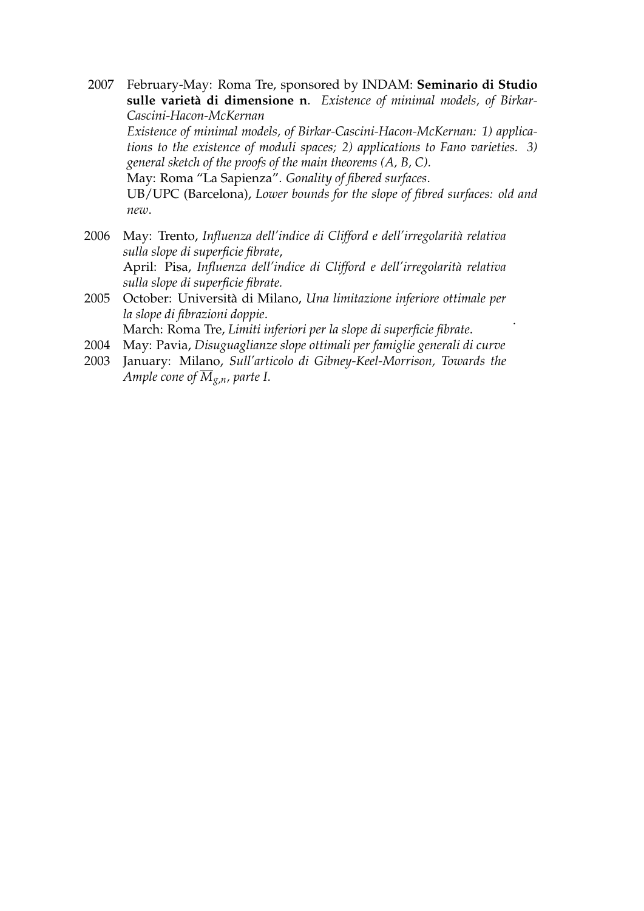2007 February-May: Roma Tre, sponsored by INDAM: **Seminario di Studio sulle varietà di dimensione n**. *Existence of minimal models, of Birkar-Cascini-Hacon-McKernan*
*Existence of minimal models, of Birkar-Cascini-Hacon-McKernan: 1) applications to the existence of moduli spaces; 2) applications to Fano varieties. 3) general sketch of the proofs of the main theorems (A, B, C).*
May: Roma "La Sapienza". *Gonality of fibered surfaces*.
UB/UPC (Barcelona), *Lower bounds for the slope of fibred surfaces: old and new*.

2006 May: Trento, *Influenza dell'indice di Clifford e dell'irregolarità relativa sulla slope di superficie fibrate*,
April: Pisa, *Influenza dell'indice di Clifford e dell'irregolarità relativa sulla slope di superficie fibrate.*

2005 October: Università di Milano, *Una limitazione inferiore ottimale per la slope di fibrazioni doppie*.
March: Roma Tre, *Limiti inferiori per la slope di superficie fibrate*.

2004 May: Pavia, *Disuguaglianze slope ottimali per famiglie generali di curve*

2003 January: Milano, *Sull'articolo di Gibney-Keel-Morrison, Towards the Ample cone of $\overline{M}_{g,n}$, parte I.*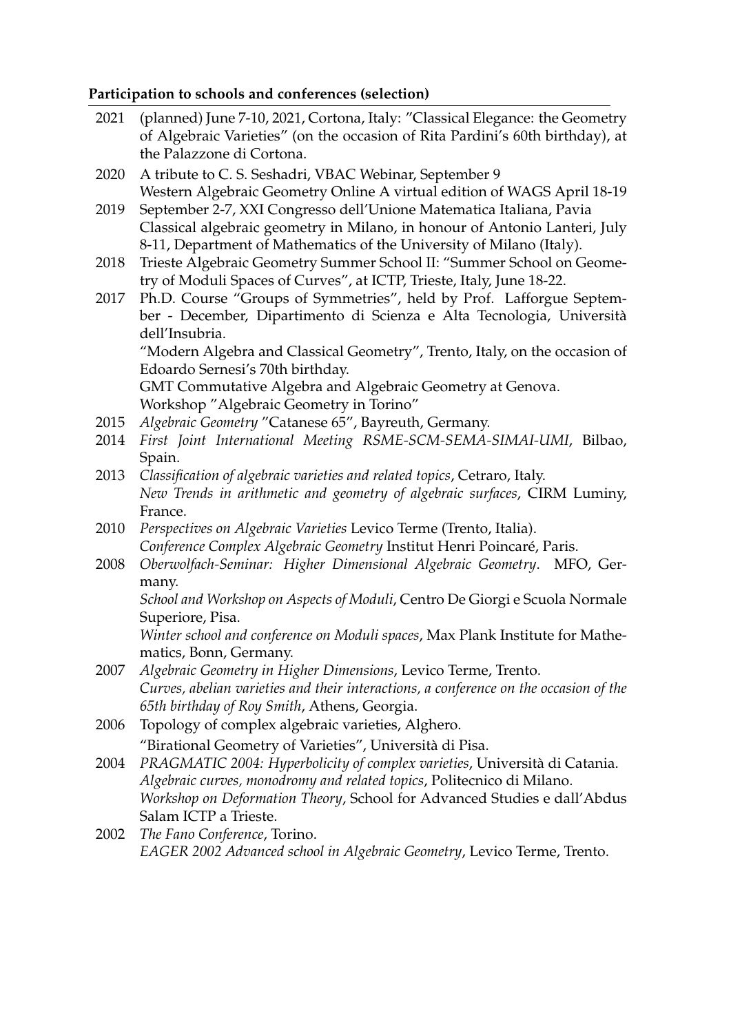**Participation to schools and conferences (selection)**

- 2021 (planned) June 7-10, 2021, Cortona, Italy: ”Classical Elegance: the Geometry of Algebraic Varieties” (on the occasion of Rita Pardini’s 60th birthday), at the Palazzone di Cortona.
- 2020 A tribute to C. S. Seshadri, VBAC Webinar, September 9
  Western Algebraic Geometry Online A virtual edition of WAGS April 18-19
- 2019 September 2-7, XXI Congresso dell’Unione Matematica Italiana, Pavia
  Classical algebraic geometry in Milano, in honour of Antonio Lanteri, July 8-11, Department of Mathematics of the University of Milano (Italy).
- 2018 Trieste Algebraic Geometry Summer School II: “Summer School on Geometry of Moduli Spaces of Curves”, at ICTP, Trieste, Italy, June 18-22.
- 2017 Ph.D. Course “Groups of Symmetries”, held by Prof. Lafforgue September - December, Dipartimento di Scienza e Alta Tecnologia, Università dell’Insubria.
  “Modern Algebra and Classical Geometry”, Trento, Italy, on the occasion of Edoardo Sernesi’s 70th birthday.
  GMT Commutative Algebra and Algebraic Geometry at Genova.
  Workshop ”Algebraic Geometry in Torino”
- 2015 *Algebraic Geometry* ”Catanese 65”, Bayreuth, Germany.
- 2014 *First Joint International Meeting RSME-SCM-SEMA-SIMAI-UMI*, Bilbao, Spain.
- 2013 *Classification of algebraic varieties and related topics*, Cetraro, Italy.
  *New Trends in arithmetic and geometry of algebraic surfaces*, CIRM Luminy, France.
- 2010 *Perspectives on Algebraic Varieties* Levico Terme (Trento, Italia).
  *Conference Complex Algebraic Geometry* Institut Henri Poincaré, Paris.
- 2008 *Oberwolfach-Seminar: Higher Dimensional Algebraic Geometry*. MFO, Germany.
  *School and Workshop on Aspects of Moduli*, Centro De Giorgi e Scuola Normale Superiore, Pisa.
  *Winter school and conference on Moduli spaces*, Max Plank Institute for Mathematics, Bonn, Germany.
- 2007 *Algebraic Geometry in Higher Dimensions*, Levico Terme, Trento.
  *Curves, abelian varieties and their interactions, a conference on the occasion of the 65th birthday of Roy Smith*, Athens, Georgia.
- 2006 Topology of complex algebraic varieties, Alghero.
  “Birational Geometry of Varieties”, Università di Pisa.
- 2004 *PRAGMATIC 2004: Hyperbolicity of complex varieties*, Università di Catania.
  *Algebraic curves, monodromy and related topics*, Politecnico di Milano.
  *Workshop on Deformation Theory*, School for Advanced Studies e dall’Abdus Salam ICTP a Trieste.
- 2002 *The Fano Conference*, Torino.
  *EAGER 2002 Advanced school in Algebraic Geometry*, Levico Terme, Trento.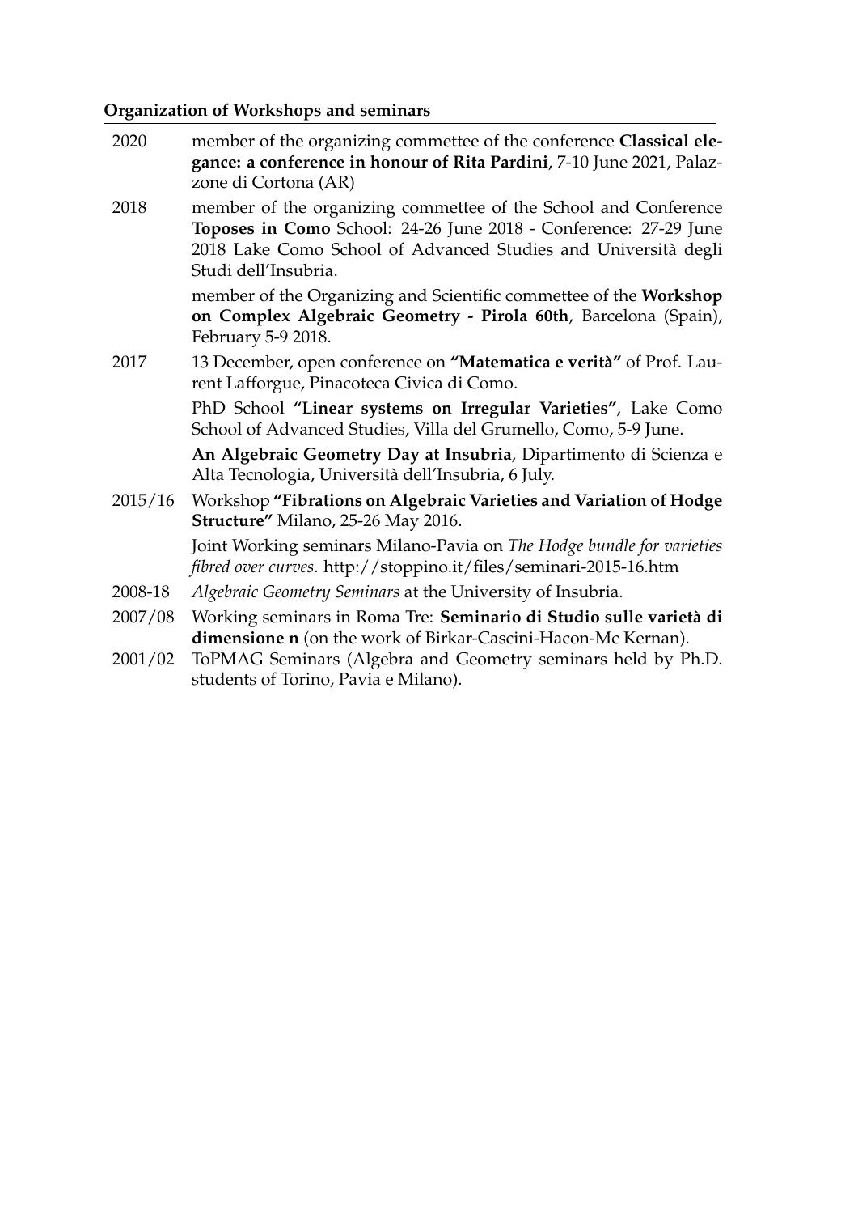**Organization of Workshops and seminars**

| | |
|---|---|
| 2020 | member of the organizing commettee of the conference **Classical elegance: a conference in honour of Rita Pardini**, 7-10 June 2021, Palazzone di Cortona (AR) |
| 2018 | member of the organizing commettee of the School and Conference **Toposes in Como** School: 24-26 June 2018 - Conference: 27-29 June 2018 Lake Como School of Advanced Studies and Università degli Studi dell'Insubria. |
| | member of the Organizing and Scientific commettee of the **Workshop on Complex Algebraic Geometry - Pirola 60th**, Barcelona (Spain), February 5-9 2018. |
| 2017 | 13 December, open conference on **"Matematica e verità"** of Prof. Laurent Lafforgue, Pinacoteca Civica di Como. |
| | PhD School **"Linear systems on Irregular Varieties"**, Lake Como School of Advanced Studies, Villa del Grumello, Como, 5-9 June. |
| | **An Algebraic Geometry Day at Insubria**, Dipartimento di Scienza e Alta Tecnologia, Università dell'Insubria, 6 July. |
| 2015/16 | Workshop **"Fibrations on Algebraic Varieties and Variation of Hodge Structure"** Milano, 25-26 May 2016. |
| | Joint Working seminars Milano-Pavia on *The Hodge bundle for varieties fibred over curves*. http://stoppino.it/files/seminari-2015-16.htm |
| 2008-18 | *Algebraic Geometry Seminars* at the University of Insubria. |
| 2007/08 | Working seminars in Roma Tre: **Seminario di Studio sulle varietà di dimensione n** (on the work of Birkar-Cascini-Hacon-Mc Kernan). |
| 2001/02 | ToPMAG Seminars (Algebra and Geometry seminars held by Ph.D. students of Torino, Pavia e Milano). |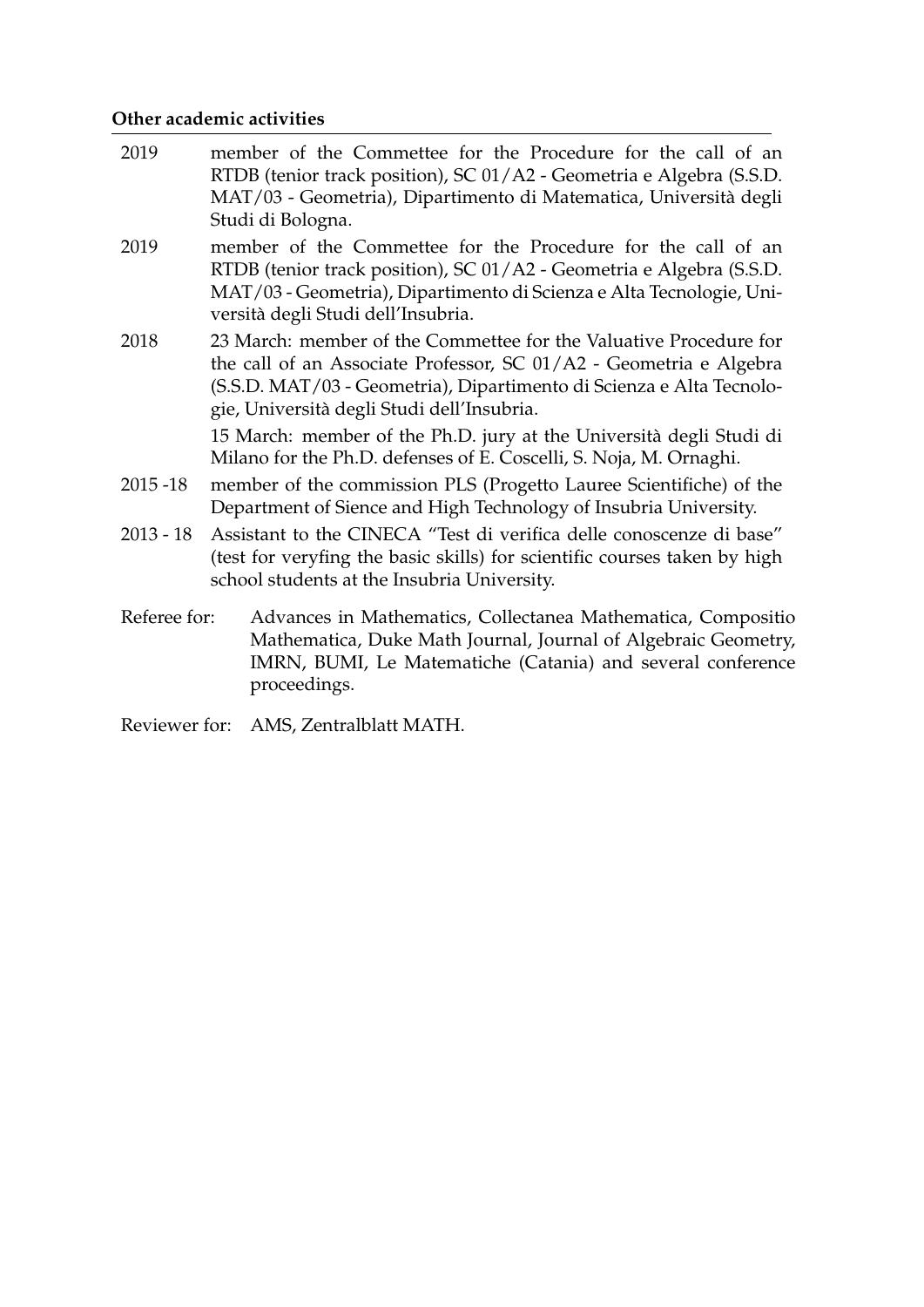**Other academic activities**

| | |
|---|---|
| 2019 | member of the Commettee for the Procedure for the call of an RTDB (tenior track position), SC 01/A2 - Geometria e Algebra (S.S.D. MAT/03 - Geometria), Dipartimento di Matematica, Università degli Studi di Bologna. |
| 2019 | member of the Commettee for the Procedure for the call of an RTDB (tenior track position), SC 01/A2 - Geometria e Algebra (S.S.D. MAT/03 - Geometria), Dipartimento di Scienza e Alta Tecnologie, Università degli Studi dell'Insubria. |
| 2018 | 23 March: member of the Commettee for the Valuative Procedure for the call of an Associate Professor, SC 01/A2 - Geometria e Algebra (S.S.D. MAT/03 - Geometria), Dipartimento di Scienza e Alta Tecnologie, Università degli Studi dell'Insubria. |
| | 15 March: member of the Ph.D. jury at the Università degli Studi di Milano for the Ph.D. defenses of E. Coscelli, S. Noja, M. Ornaghi. |
| 2015 -18 | member of the commission PLS (Progetto Lauree Scientifiche) of the Department of Sience and High Technology of Insubria University. |
| 2013 - 18 | Assistant to the CINECA "Test di verifica delle conoscenze di base" (test for veryfing the basic skills) for scientific courses taken by high school students at the Insubria University. |

Referee for: Advances in Mathematics, Collectanea Mathematica, Compositio Mathematica, Duke Math Journal, Journal of Algebraic Geometry, IMRN, BUMI, Le Matematiche (Catania) and several conference proceedings.

Reviewer for: AMS, Zentralblatt MATH.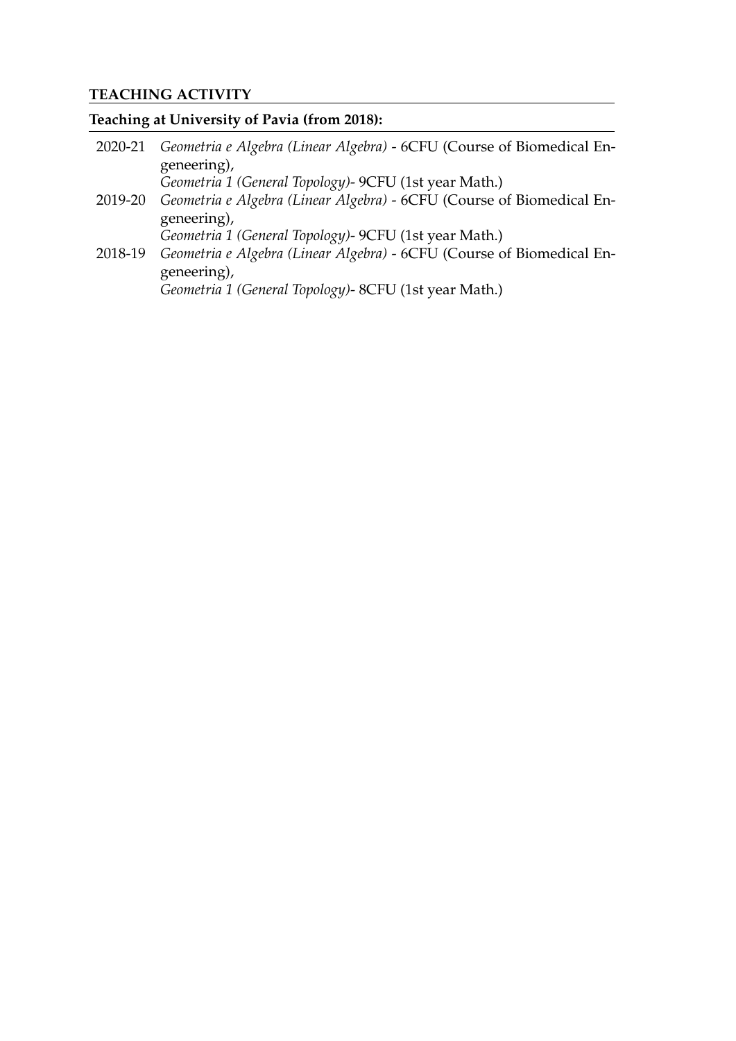## TEACHING ACTIVITY

### Teaching at University of Pavia (from 2018):

2020-21 *Geometria e Algebra (Linear Algebra)* - 6CFU (Course of Biomedical Engeneering),
*Geometria 1 (General Topology)*- 9CFU (1st year Math.)

2019-20 *Geometria e Algebra (Linear Algebra)* - 6CFU (Course of Biomedical Engeneering),
*Geometria 1 (General Topology)*- 9CFU (1st year Math.)

2018-19 *Geometria e Algebra (Linear Algebra)* - 6CFU (Course of Biomedical Engeneering),
*Geometria 1 (General Topology)*- 8CFU (1st year Math.)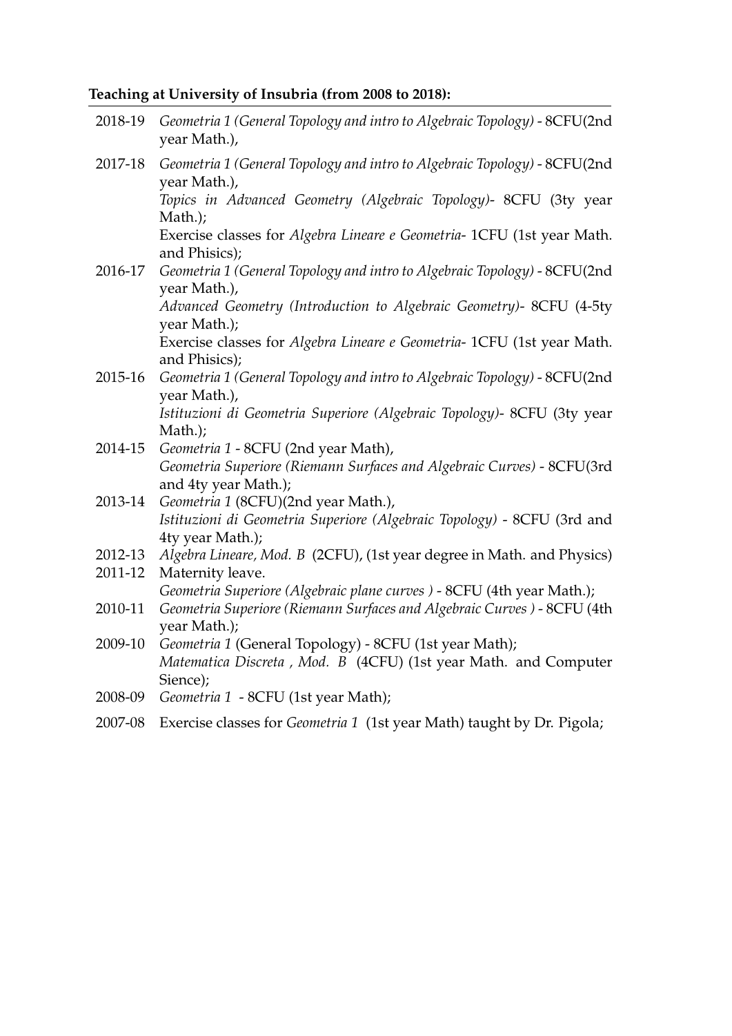**Teaching at University of Insubria (from 2008 to 2018):**

2018-19 *Geometria 1 (General Topology and intro to Algebraic Topology)* - 8CFU(2nd year Math.),

2017-18 *Geometria 1 (General Topology and intro to Algebraic Topology)* - 8CFU(2nd year Math.),
*Topics in Advanced Geometry (Algebraic Topology)*- 8CFU (3ty year Math.);
Exercise classes for *Algebra Lineare e Geometria*- 1CFU (1st year Math. and Phisics);

2016-17 *Geometria 1 (General Topology and intro to Algebraic Topology)* - 8CFU(2nd year Math.),
*Advanced Geometry (Introduction to Algebraic Geometry)*- 8CFU (4-5ty year Math.);
Exercise classes for *Algebra Lineare e Geometria*- 1CFU (1st year Math. and Phisics);

2015-16 *Geometria 1 (General Topology and intro to Algebraic Topology)* - 8CFU(2nd year Math.),
*Istituzioni di Geometria Superiore (Algebraic Topology)*- 8CFU (3ty year Math.);

2014-15 *Geometria 1* - 8CFU (2nd year Math),
*Geometria Superiore (Riemann Surfaces and Algebraic Curves)* - 8CFU(3rd and 4ty year Math.);

2013-14 *Geometria 1* (8CFU)(2nd year Math.),
*Istituzioni di Geometria Superiore (Algebraic Topology)* - 8CFU (3rd and 4ty year Math.);

2012-13 *Algebra Lineare, Mod. B* (2CFU), (1st year degree in Math. and Physics)

2011-12 Maternity leave.
*Geometria Superiore (Algebraic plane curves )* - 8CFU (4th year Math.);

2010-11 *Geometria Superiore (Riemann Surfaces and Algebraic Curves )* - 8CFU (4th year Math.);

2009-10 *Geometria 1* (General Topology) - 8CFU (1st year Math);
*Matematica Discreta , Mod. B* (4CFU) (1st year Math. and Computer Sience);

2008-09 *Geometria 1* - 8CFU (1st year Math);

2007-08 Exercise classes for *Geometria 1* (1st year Math) taught by Dr. Pigola;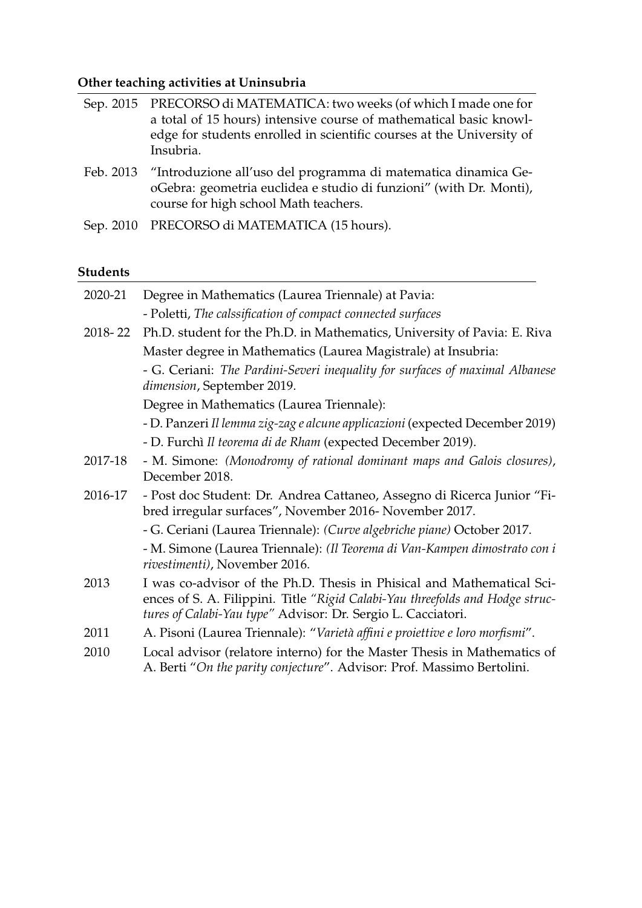**Other teaching activities at Uninsubria**

| | |
|---|---|
| Sep. 2015 | PRECORSO di MATEMATICA: two weeks (of which I made one for a total of 15 hours) intensive course of mathematical basic knowledge for students enrolled in scientific courses at the University of Insubria. |
| Feb. 2013 | "Introduzione all'uso del programma di matematica dinamica GeoGebra: geometria euclidea e studio di funzioni" (with Dr. Monti), course for high school Math teachers. |
| Sep. 2010 | PRECORSO di MATEMATICA (15 hours). |

**Students**

| | |
|---|---|
| 2020-21 | Degree in Mathematics (Laurea Triennale) at Pavia: |
| | - Poletti, *The calssification of compact connected surfaces* |
| 2018- 22 | Ph.D. student for the Ph.D. in Mathematics, University of Pavia: E. Riva |
| | Master degree in Mathematics (Laurea Magistrale) at Insubria: |
| | - G. Ceriani: *The Pardini-Severi inequality for surfaces of maximal Albanese dimension*, September 2019. |
| | Degree in Mathematics (Laurea Triennale): |
| | - D. Panzeri *Il lemma zig-zag e alcune applicazioni* (expected December 2019) |
| | - D. Furchì *Il teorema di de Rham* (expected December 2019). |
| 2017-18 | - M. Simone: *(Monodromy of rational dominant maps and Galois closures)*, December 2018. |
| 2016-17 | - Post doc Student: Dr. Andrea Cattaneo, Assegno di Ricerca Junior "Fibred irregular surfaces", November 2016- November 2017. |
| | - G. Ceriani (Laurea Triennale): *(Curve algebriche piane)* October 2017. |
| | - M. Simone (Laurea Triennale): *(Il Teorema di Van-Kampen dimostrato con i rivestimenti)*, November 2016. |
| 2013 | I was co-advisor of the Ph.D. Thesis in Phisical and Mathematical Sciences of S. A. Filippini. Title *"Rigid Calabi-Yau threefolds and Hodge structures of Calabi-Yau type"* Advisor: Dr. Sergio L. Cacciatori. |
| 2011 | A. Pisoni (Laurea Triennale): "*Varietà affini e proiettive e loro morfismi*". |
| 2010 | Local advisor (relatore interno) for the Master Thesis in Mathematics of A. Berti "*On the parity conjecture*". Advisor: Prof. Massimo Bertolini. |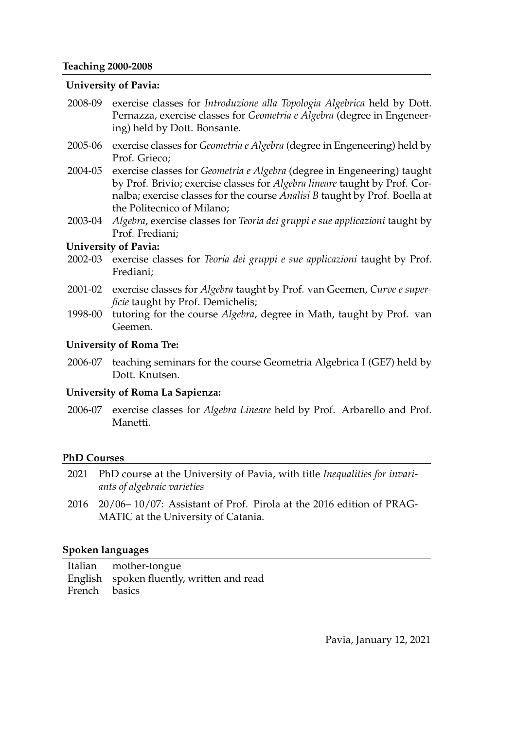### Teaching 2000-2008

**University of Pavia:**

2008-09 exercise classes for *Introduzione alla Topologia Algebrica* held by Dott. Pernazza, exercise classes for *Geometria e Algebra* (degree in Engeneering) held by Dott. Bonsante.

2005-06 exercise classes for *Geometria e Algebra* (degree in Engeneering) held by Prof. Grieco;

2004-05 exercise classes for *Geometria e Algebra* (degree in Engeneering) taught by Prof. Brivio; exercise classes for *Algebra lineare* taught by Prof. Cornalba; exercise classes for the course *Analisi B* taught by Prof. Boella at the Politecnico of Milano;

2003-04 *Algebra*, exercise classes for *Teoria dei gruppi e sue applicazioni* taught by Prof. Frediani;

**University of Pavia:**

2002-03 exercise classes for *Teoria dei gruppi e sue applicazioni* taught by Prof. Frediani;

2001-02 exercise classes for *Algebra* taught by Prof. van Geemen, *Curve e superficie* taught by Prof. Demichelis;

1998-00 tutoring for the course *Algebra*, degree in Math, taught by Prof. van Geemen.

**University of Roma Tre:**

2006-07 teaching seminars for the course Geometria Algebrica I (GE7) held by Dott. Knutsen.

**University of Roma La Sapienza:**

2006-07 exercise classes for *Algebra Lineare* held by Prof. Arbarello and Prof. Manetti.

### PhD Courses

2021 PhD course at the University of Pavia, with title *Inequalities for invariants of algebraic varieties*

2016 20/06– 10/07: Assistant of Prof. Pirola at the 2016 edition of PRAGMATIC at the University of Catania.

### Spoken languages

Italian mother-tongue
English spoken fluently, written and read
French basics

Pavia, January 12, 2021